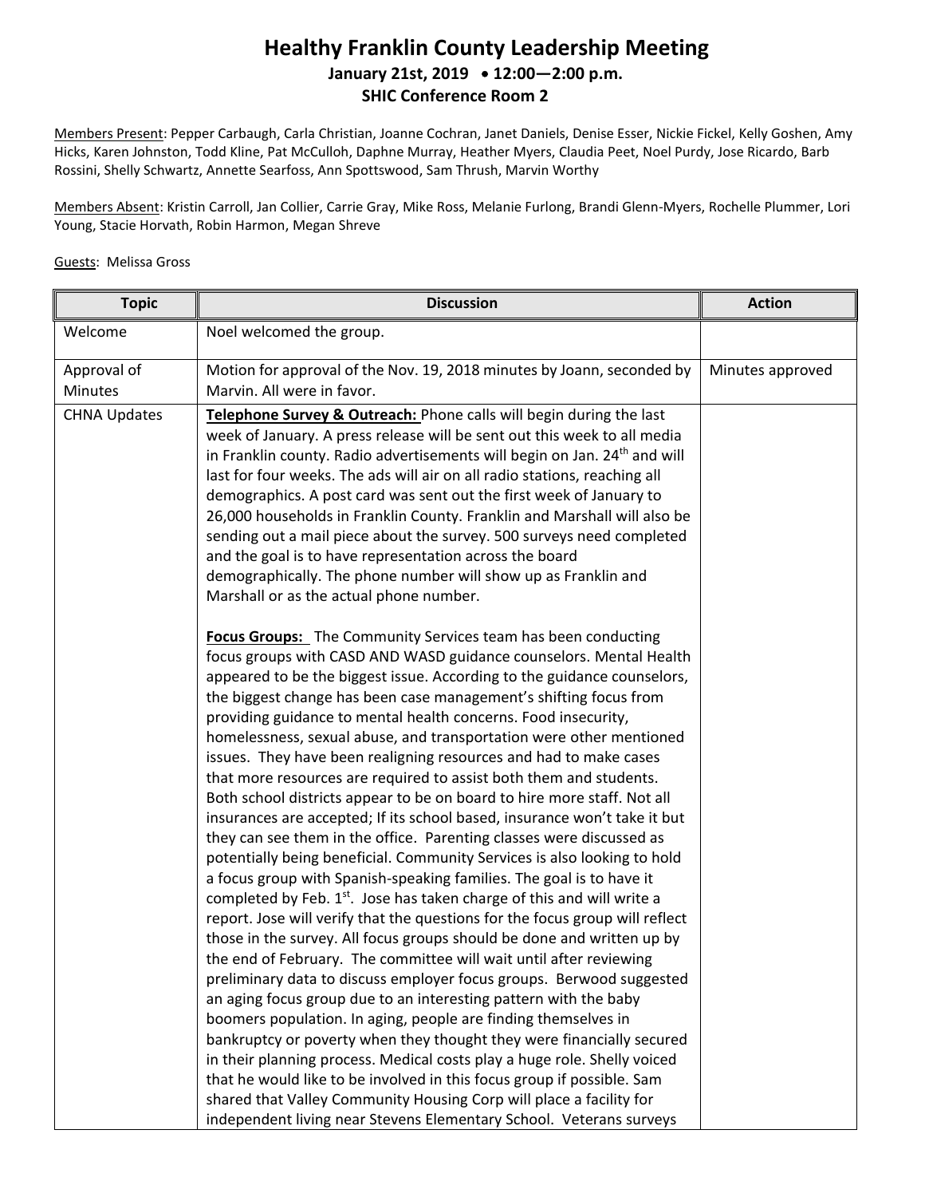# Healthy Franklin County Leadership Meeting

**January 21st, 2019 • 12:00—2:00 p.m.**

**SHIC Conference Room 2**

Members Present: Pepper Carbaugh, Carla Christian, Joanne Cochran, Janet Daniels, Denise Esser, Nickie Fickel, Kelly Goshen, Amy Hicks, Karen Johnston, Todd Kline, Pat McCulloh, Daphne Murray, Heather Myers, Claudia Peet, Noel Purdy, Jose Ricardo, Barb Rossini, Shelly Schwartz, Annette Searfoss, Ann Spottswood, Sam Thrush, Marvin Worthy

Members Absent: Kristin Carroll, Jan Collier, Carrie Gray, Mike Ross, Melanie Furlong, Brandi Glenn-Myers, Rochelle Plummer, Lori Young, Stacie Horvath, Robin Harmon, Megan Shreve

Guests: Melissa Gross

| Topic | Discussion | Action |
|---|---|---|
| Welcome | Noel welcomed the group. | |
| Approval of Minutes | Motion for approval of the Nov. 19, 2018 minutes by Joann, seconded by Marvin. All were in favor. | Minutes approved |
| CHNA Updates | **Telephone Survey & Outreach:** Phone calls will begin during the last week of January. A press release will be sent out this week to all media in Franklin county. Radio advertisements will begin on Jan. 24th and will last for four weeks. The ads will air on all radio stations, reaching all demographics. A post card was sent out the first week of January to 26,000 households in Franklin County. Franklin and Marshall will also be sending out a mail piece about the survey. 500 surveys need completed and the goal is to have representation across the board demographically. The phone number will show up as Franklin and Marshall or as the actual phone number.<br><br>**Focus Groups:** The Community Services team has been conducting focus groups with CASD AND WASD guidance counselors. Mental Health appeared to be the biggest issue. According to the guidance counselors, the biggest change has been case management's shifting focus from providing guidance to mental health concerns. Food insecurity, homelessness, sexual abuse, and transportation were other mentioned issues. They have been realigning resources and had to make cases that more resources are required to assist both them and students. Both school districts appear to be on board to hire more staff. Not all insurances are accepted; If its school based, insurance won't take it but they can see them in the office. Parenting classes were discussed as potentially being beneficial. Community Services is also looking to hold a focus group with Spanish-speaking families. The goal is to have it completed by Feb. 1st. Jose has taken charge of this and will write a report. Jose will verify that the questions for the focus group will reflect those in the survey. All focus groups should be done and written up by the end of February. The committee will wait until after reviewing preliminary data to discuss employer focus groups. Berwood suggested an aging focus group due to an interesting pattern with the baby boomers population. In aging, people are finding themselves in bankruptcy or poverty when they thought they were financially secured in their planning process. Medical costs play a huge role. Shelly voiced that he would like to be involved in this focus group if possible. Sam shared that Valley Community Housing Corp will place a facility for independent living near Stevens Elementary School. Veterans surveys | |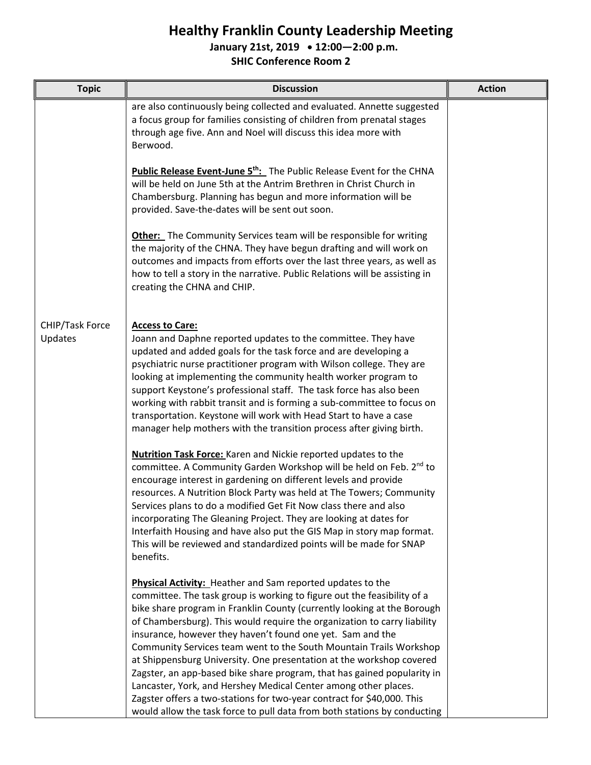# Healthy Franklin County Leadership Meeting

**January 21st, 2019 • 12:00—2:00 p.m.**

**SHIC Conference Room 2**

| Topic | Discussion | Action |
|---|---|---|
| | are also continuously being collected and evaluated. Annette suggested a focus group for families consisting of children from prenatal stages through age five. Ann and Noel will discuss this idea more with Berwood.<br><br>**Public Release Event-June 5th:** The Public Release Event for the CHNA will be held on June 5th at the Antrim Brethren in Christ Church in Chambersburg. Planning has begun and more information will be provided. Save-the-dates will be sent out soon.<br><br>**Other:** The Community Services team will be responsible for writing the majority of the CHNA. They have begun drafting and will work on outcomes and impacts from efforts over the last three years, as well as how to tell a story in the narrative. Public Relations will be assisting in creating the CHNA and CHIP. | |
| CHIP/Task Force Updates | **Access to Care:**<br>Joann and Daphne reported updates to the committee. They have updated and added goals for the task force and are developing a psychiatric nurse practitioner program with Wilson college. They are looking at implementing the community health worker program to support Keystone's professional staff. The task force has also been working with rabbit transit and is forming a sub-committee to focus on transportation. Keystone will work with Head Start to have a case manager help mothers with the transition process after giving birth.<br><br>**Nutrition Task Force:** Karen and Nickie reported updates to the committee. A Community Garden Workshop will be held on Feb. 2nd to encourage interest in gardening on different levels and provide resources. A Nutrition Block Party was held at The Towers; Community Services plans to do a modified Get Fit Now class there and also incorporating The Gleaning Project. They are looking at dates for Interfaith Housing and have also put the GIS Map in story map format. This will be reviewed and standardized points will be made for SNAP benefits.<br><br>**Physical Activity:** Heather and Sam reported updates to the committee. The task group is working to figure out the feasibility of a bike share program in Franklin County (currently looking at the Borough of Chambersburg). This would require the organization to carry liability insurance, however they haven't found one yet. Sam and the Community Services team went to the South Mountain Trails Workshop at Shippensburg University. One presentation at the workshop covered Zagster, an app-based bike share program, that has gained popularity in Lancaster, York, and Hershey Medical Center among other places. Zagster offers a two-stations for two-year contract for $40,000. This would allow the task force to pull data from both stations by conducting | |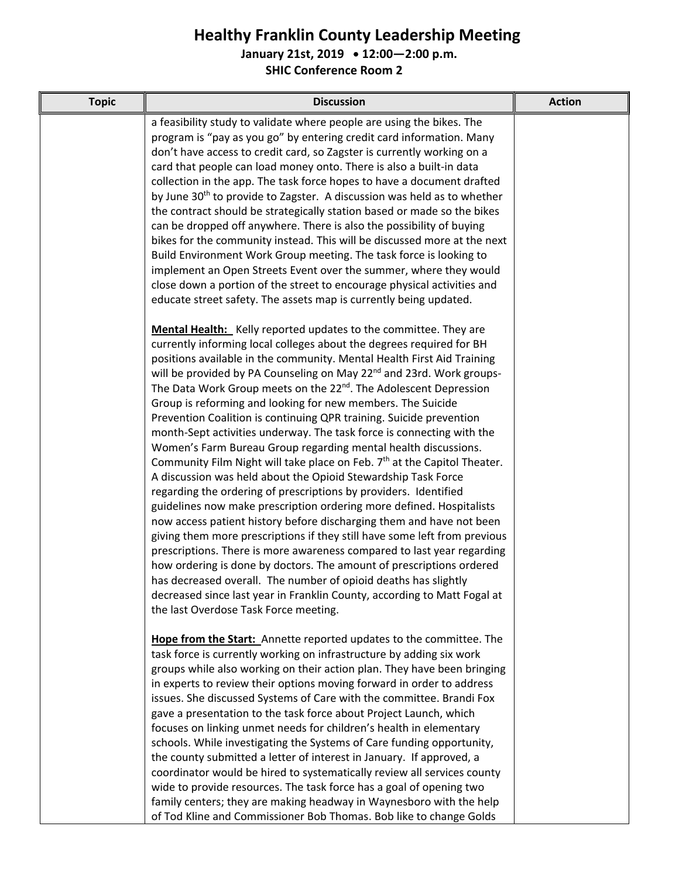# Healthy Franklin County Leadership Meeting

**January 21st, 2019 • 12:00—2:00 p.m.**

**SHIC Conference Room 2**

| Topic | Discussion | Action |
| --- | --- | --- |
| | a feasibility study to validate where people are using the bikes. The program is "pay as you go" by entering credit card information. Many don't have access to credit card, so Zagster is currently working on a card that people can load money onto. There is also a built-in data collection in the app. The task force hopes to have a document drafted by June 30th to provide to Zagster. A discussion was held as to whether the contract should be strategically station based or made so the bikes can be dropped off anywhere. There is also the possibility of buying bikes for the community instead. This will be discussed more at the next Build Environment Work Group meeting. The task force is looking to implement an Open Streets Event over the summer, where they would close down a portion of the street to encourage physical activities and educate street safety. The assets map is currently being updated.<br><br>**Mental Health:** Kelly reported updates to the committee. They are currently informing local colleges about the degrees required for BH positions available in the community. Mental Health First Aid Training will be provided by PA Counseling on May 22nd and 23rd. Work groups- The Data Work Group meets on the 22nd. The Adolescent Depression Group is reforming and looking for new members. The Suicide Prevention Coalition is continuing QPR training. Suicide prevention month-Sept activities underway. The task force is connecting with the Women's Farm Bureau Group regarding mental health discussions. Community Film Night will take place on Feb. 7th at the Capitol Theater. A discussion was held about the Opioid Stewardship Task Force regarding the ordering of prescriptions by providers. Identified guidelines now make prescription ordering more defined. Hospitalists now access patient history before discharging them and have not been giving them more prescriptions if they still have some left from previous prescriptions. There is more awareness compared to last year regarding how ordering is done by doctors. The amount of prescriptions ordered has decreased overall. The number of opioid deaths has slightly decreased since last year in Franklin County, according to Matt Fogal at the last Overdose Task Force meeting.<br><br>**Hope from the Start:** Annette reported updates to the committee. The task force is currently working on infrastructure by adding six work groups while also working on their action plan. They have been bringing in experts to review their options moving forward in order to address issues. She discussed Systems of Care with the committee. Brandi Fox gave a presentation to the task force about Project Launch, which focuses on linking unmet needs for children's health in elementary schools. While investigating the Systems of Care funding opportunity, the county submitted a letter of interest in January. If approved, a coordinator would be hired to systematically review all services county wide to provide resources. The task force has a goal of opening two family centers; they are making headway in Waynesboro with the help of Tod Kline and Commissioner Bob Thomas. Bob like to change Golds | |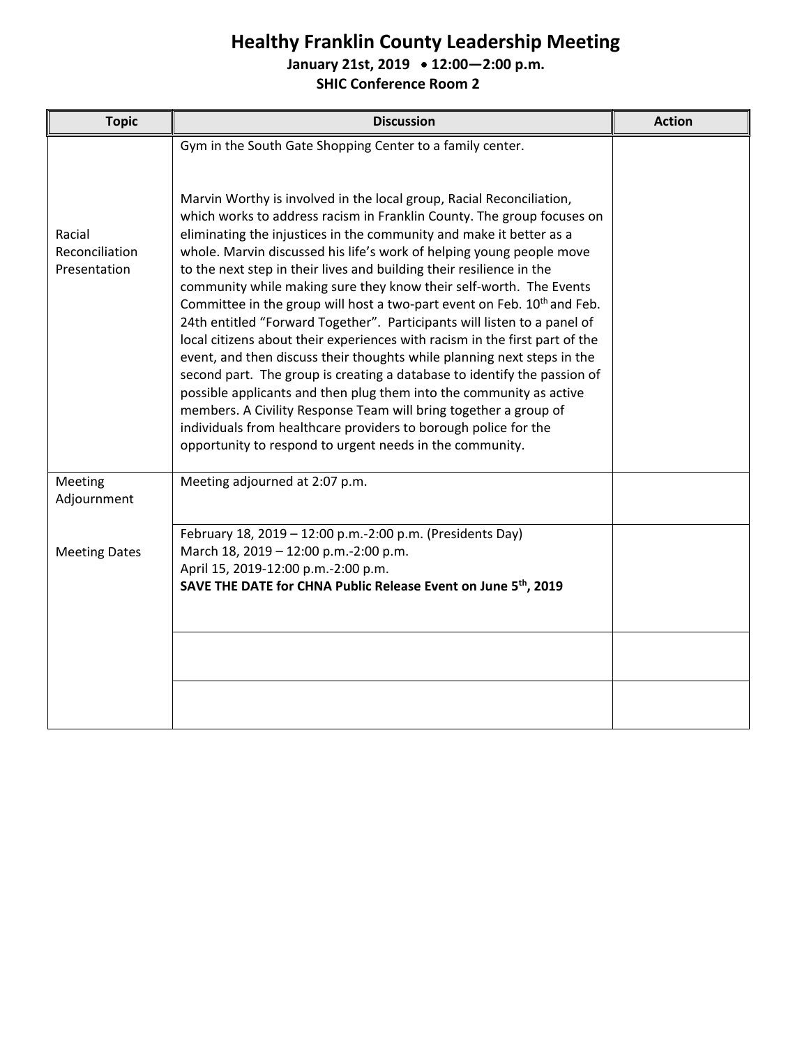# Healthy Franklin County Leadership Meeting

**January 21st, 2019 • 12:00—2:00 p.m.**

**SHIC Conference Room 2**

| Topic | Discussion | Action |
|---|---|---|
| Racial Reconciliation Presentation | Gym in the South Gate Shopping Center to a family center.<br><br>Marvin Worthy is involved in the local group, Racial Reconciliation, which works to address racism in Franklin County. The group focuses on eliminating the injustices in the community and make it better as a whole. Marvin discussed his life's work of helping young people move to the next step in their lives and building their resilience in the community while making sure they know their self-worth. The Events Committee in the group will host a two-part event on Feb. 10th and Feb. 24th entitled "Forward Together". Participants will listen to a panel of local citizens about their experiences with racism in the first part of the event, and then discuss their thoughts while planning next steps in the second part. The group is creating a database to identify the passion of possible applicants and then plug them into the community as active members. A Civility Response Team will bring together a group of individuals from healthcare providers to borough police for the opportunity to respond to urgent needs in the community. | |
| Meeting Adjournment | Meeting adjourned at 2:07 p.m. | |
| Meeting Dates | February 18, 2019 – 12:00 p.m.-2:00 p.m. (Presidents Day)<br>March 18, 2019 – 12:00 p.m.-2:00 p.m.<br>April 15, 2019-12:00 p.m.-2:00 p.m.<br>**SAVE THE DATE for CHNA Public Release Event on June 5th, 2019** | |
| | | |
| | | |